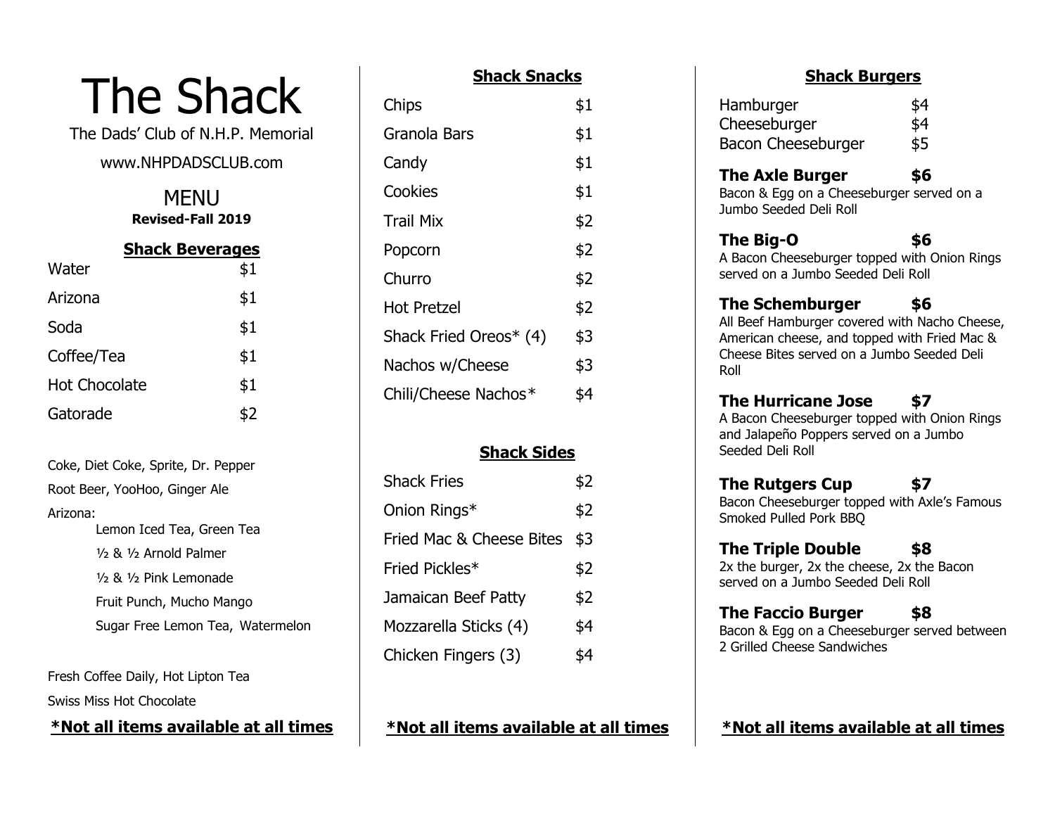# The Shack

The Dads' Club of N.H.P. Memorial

www.NHPDADSCLUB.com

## MENU

**Revised-Fall 2019**

### Shack Beverages

| Item | Price |
|---|---|
| Water | $1 |
| Arizona | $1 |
| Soda | $1 |
| Coffee/Tea | $1 |
| Hot Chocolate | $1 |
| Gatorade | $2 |

Coke, Diet Coke, Sprite, Dr. Pepper

Root Beer, YooHoo, Ginger Ale

Arizona:

- Lemon Iced Tea, Green Tea
- ½ & ½ Arnold Palmer
- ½ & ½ Pink Lemonade
- Fruit Punch, Mucho Mango
- Sugar Free Lemon Tea, Watermelon

Fresh Coffee Daily, Hot Lipton Tea

Swiss Miss Hot Chocolate

**\*Not all items available at all times**

### Shack Snacks

| Item | Price |
|---|---|
| Chips | $1 |
| Granola Bars | $1 |
| Candy | $1 |
| Cookies | $1 |
| Trail Mix | $2 |
| Popcorn | $2 |
| Churro | $2 |
| Hot Pretzel | $2 |
| Shack Fried Oreos* (4) | $3 |
| Nachos w/Cheese | $3 |
| Chili/Cheese Nachos* | $4 |

### Shack Sides

| Item | Price |
|---|---|
| Shack Fries | $2 |
| Onion Rings* | $2 |
| Fried Mac & Cheese Bites | $3 |
| Fried Pickles* | $2 |
| Jamaican Beef Patty | $2 |
| Mozzarella Sticks (4) | $4 |
| Chicken Fingers (3) | $4 |

**\*Not all items available at all times**

### Shack Burgers

| Item | Price |
|---|---|
| Hamburger | $4 |
| Cheeseburger | $4 |
| Bacon Cheeseburger | $5 |

**The Axle Burger $6**
Bacon & Egg on a Cheeseburger served on a Jumbo Seeded Deli Roll

**The Big-O $6**
A Bacon Cheeseburger topped with Onion Rings served on a Jumbo Seeded Deli Roll

**The Schemburger $6**
All Beef Hamburger covered with Nacho Cheese, American cheese, and topped with Fried Mac & Cheese Bites served on a Jumbo Seeded Deli Roll

**The Hurricane Jose $7**
A Bacon Cheeseburger topped with Onion Rings and Jalapeño Poppers served on a Jumbo Seeded Deli Roll

**The Rutgers Cup $7**
Bacon Cheeseburger topped with Axle's Famous Smoked Pulled Pork BBQ

**The Triple Double $8**
2x the burger, 2x the cheese, 2x the Bacon served on a Jumbo Seeded Deli Roll

**The Faccio Burger $8**
Bacon & Egg on a Cheeseburger served between 2 Grilled Cheese Sandwiches

**\*Not all items available at all times**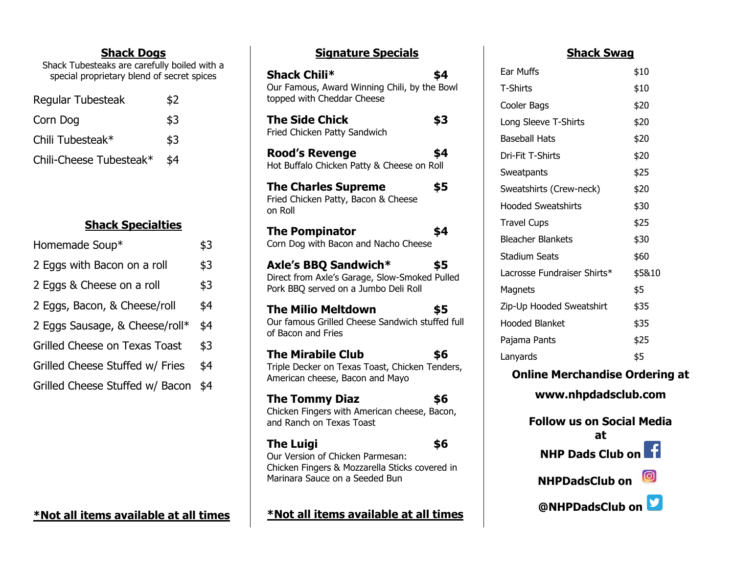## Shack Dogs

Shack Tubesteaks are carefully boiled with a special proprietary blend of secret spices

| | |
|---|---|
| Regular Tubesteak | $2 |
| Corn Dog | $3 |
| Chili Tubesteak* | $3 |
| Chili-Cheese Tubesteak* | $4 |

## Shack Specialties

| | |
|---|---|
| Homemade Soup* | $3 |
| 2 Eggs with Bacon on a roll | $3 |
| 2 Eggs & Cheese on a roll | $3 |
| 2 Eggs, Bacon, & Cheese/roll | $4 |
| 2 Eggs Sausage, & Cheese/roll* | $4 |
| Grilled Cheese on Texas Toast | $3 |
| Grilled Cheese Stuffed w/ Fries | $4 |
| Grilled Cheese Stuffed w/ Bacon | $4 |

**\*Not all items available at all times**

## Signature Specials

**Shack Chili* — $4**
Our Famous, Award Winning Chili, by the Bowl topped with Cheddar Cheese

**The Side Chick — $3**
Fried Chicken Patty Sandwich

**Rood's Revenge — $4**
Hot Buffalo Chicken Patty & Cheese on Roll

**The Charles Supreme — $5**
Fried Chicken Patty, Bacon & Cheese on Roll

**The Pompinator — $4**
Corn Dog with Bacon and Nacho Cheese

**Axle's BBQ Sandwich* — $5**
Direct from Axle's Garage, Slow-Smoked Pulled Pork BBQ served on a Jumbo Deli Roll

**The Milio Meltdown — $5**
Our famous Grilled Cheese Sandwich stuffed full of Bacon and Fries

**The Mirabile Club — $6**
Triple Decker on Texas Toast, Chicken Tenders, American cheese, Bacon and Mayo

**The Tommy Diaz — $6**
Chicken Fingers with American cheese, Bacon, and Ranch on Texas Toast

**The Luigi — $6**
Our Version of Chicken Parmesan:
Chicken Fingers & Mozzarella Sticks covered in Marinara Sauce on a Seeded Bun

**\*Not all items available at all times**

## Shack Swag

| | |
|---|---|
| Ear Muffs | $10 |
| T-Shirts | $10 |
| Cooler Bags | $20 |
| Long Sleeve T-Shirts | $20 |
| Baseball Hats | $20 |
| Dri-Fit T-Shirts | $20 |
| Sweatpants | $25 |
| Sweatshirts (Crew-neck) | $20 |
| Hooded Sweatshirts | $30 |
| Travel Cups | $25 |
| Bleacher Blankets | $30 |
| Stadium Seats | $60 |
| Lacrosse Fundraiser Shirts* | $5&10 |
| Magnets | $5 |
| Zip-Up Hooded Sweatshirt | $35 |
| Hooded Blanket | $35 |
| Pajama Pants | $25 |
| Lanyards | $5 |

**Online Merchandise Ordering at**

**www.nhpdadsclub.com**

**Follow us on Social Media at**

**NHP Dads Club on** Facebook

**NHPDadsClub on** Instagram

**@NHPDadsClub on** Twitter